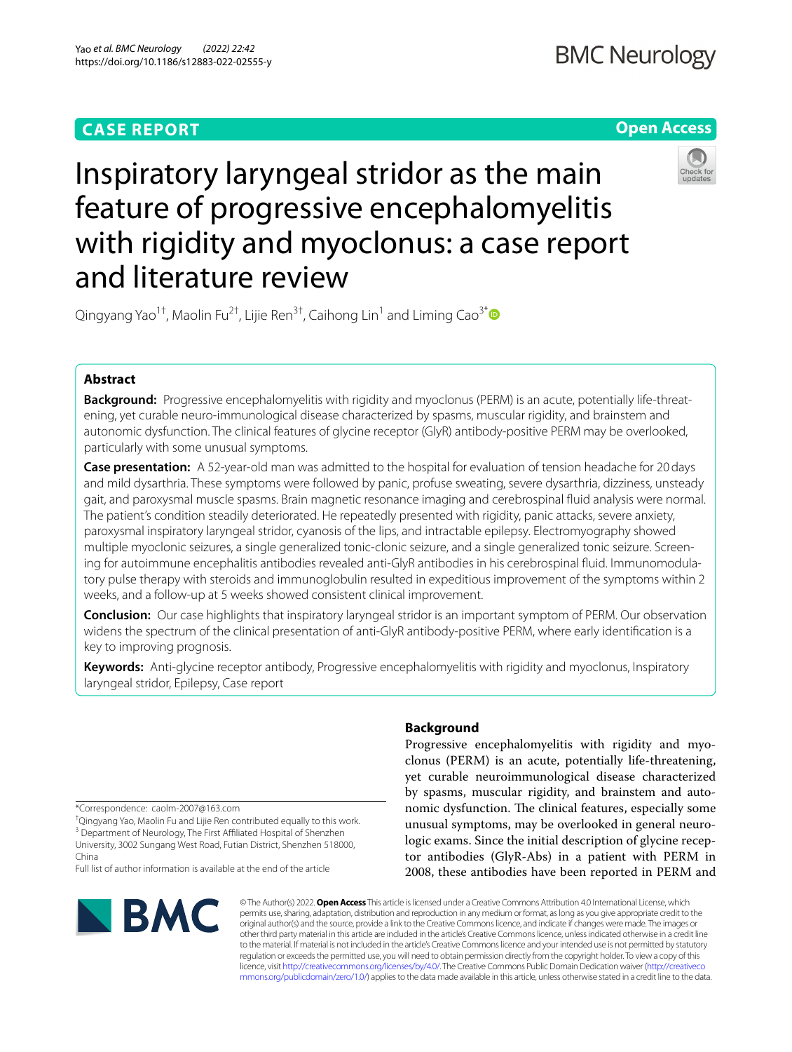CASE REPORT

Open Access

# Inspiratory laryngeal stridor as the main feature of progressive encephalomyelitis with rigidity and myoclonus: a case report and literature review

Qingyang Yao[1†], Maolin Fu[2†], Lijie Ren[3†], Caihong Lin[1] and Liming Cao[3*]

## Abstract

**Background:** Progressive encephalomyelitis with rigidity and myoclonus (PERM) is an acute, potentially life-threatening, yet curable neuro-immunological disease characterized by spasms, muscular rigidity, and brainstem and autonomic dysfunction. The clinical features of glycine receptor (GlyR) antibody-positive PERM may be overlooked, particularly with some unusual symptoms.

**Case presentation:** A 52-year-old man was admitted to the hospital for evaluation of tension headache for 20 days and mild dysarthria. These symptoms were followed by panic, profuse sweating, severe dysarthria, dizziness, unsteady gait, and paroxysmal muscle spasms. Brain magnetic resonance imaging and cerebrospinal fluid analysis were normal. The patient's condition steadily deteriorated. He repeatedly presented with rigidity, panic attacks, severe anxiety, paroxysmal inspiratory laryngeal stridor, cyanosis of the lips, and intractable epilepsy. Electromyography showed multiple myoclonic seizures, a single generalized tonic-clonic seizure, and a single generalized tonic seizure. Screening for autoimmune encephalitis antibodies revealed anti-GlyR antibodies in his cerebrospinal fluid. Immunomodulatory pulse therapy with steroids and immunoglobulin resulted in expeditious improvement of the symptoms within 2 weeks, and a follow-up at 5 weeks showed consistent clinical improvement.

**Conclusion:** Our case highlights that inspiratory laryngeal stridor is an important symptom of PERM. Our observation widens the spectrum of the clinical presentation of anti-GlyR antibody-positive PERM, where early identification is a key to improving prognosis.

**Keywords:** Anti-glycine receptor antibody, Progressive encephalomyelitis with rigidity and myoclonus, Inspiratory laryngeal stridor, Epilepsy, Case report

## Background

Progressive encephalomyelitis with rigidity and myoclonus (PERM) is an acute, potentially life-threatening, yet curable neuroimmunological disease characterized by spasms, muscular rigidity, and brainstem and autonomic dysfunction. The clinical features, especially some unusual symptoms, may be overlooked in general neurologic exams. Since the initial description of glycine receptor antibodies (GlyR-Abs) in a patient with PERM in 2008, these antibodies have been reported in PERM and

*Correspondence: caolm-2007@163.com

†Qingyang Yao, Maolin Fu and Lijie Ren contributed equally to this work.

[3] Department of Neurology, The First Affiliated Hospital of Shenzhen University, 3002 Sungang West Road, Futian District, Shenzhen 518000, China

Full list of author information is available at the end of the article

© The Author(s) 2022. **Open Access** This article is licensed under a Creative Commons Attribution 4.0 International License, which permits use, sharing, adaptation, distribution and reproduction in any medium or format, as long as you give appropriate credit to the original author(s) and the source, provide a link to the Creative Commons licence, and indicate if changes were made. The images or other third party material in this article are included in the article's Creative Commons licence, unless indicated otherwise in a credit line to the material. If material is not included in the article's Creative Commons licence and your intended use is not permitted by statutory regulation or exceeds the permitted use, you will need to obtain permission directly from the copyright holder. To view a copy of this licence, visit http://creativecommons.org/licenses/by/4.0/. The Creative Commons Public Domain Dedication waiver (http://creativecommons.org/publicdomain/zero/1.0/) applies to the data made available in this article, unless otherwise stated in a credit line to the data.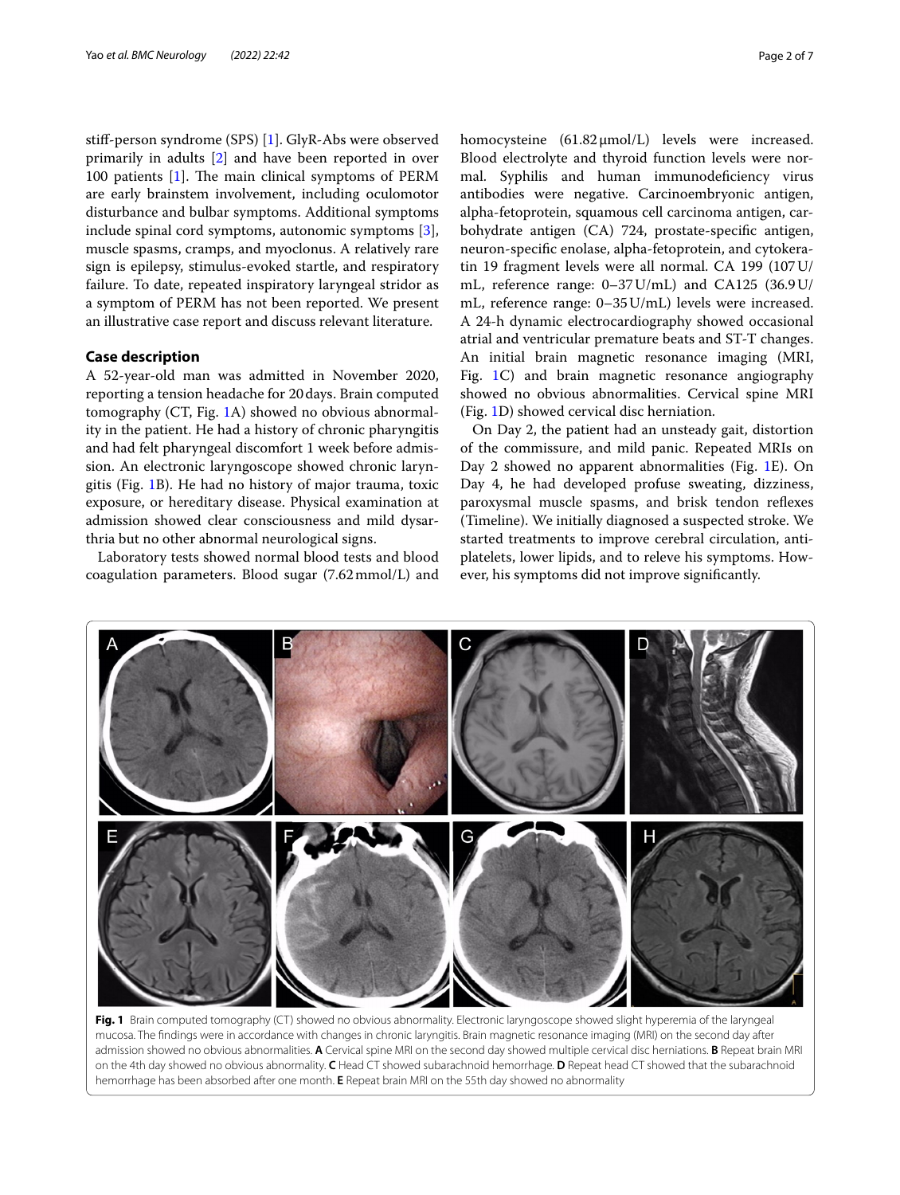stiff-person syndrome (SPS) [1]. GlyR-Abs were observed primarily in adults [2] and have been reported in over 100 patients [1]. The main clinical symptoms of PERM are early brainstem involvement, including oculomotor disturbance and bulbar symptoms. Additional symptoms include spinal cord symptoms, autonomic symptoms [3], muscle spasms, cramps, and myoclonus. A relatively rare sign is epilepsy, stimulus-evoked startle, and respiratory failure. To date, repeated inspiratory laryngeal stridor as a symptom of PERM has not been reported. We present an illustrative case report and discuss relevant literature.

## Case description

A 52-year-old man was admitted in November 2020, reporting a tension headache for 20 days. Brain computed tomography (CT, Fig. 1A) showed no obvious abnormality in the patient. He had a history of chronic pharyngitis and had felt pharyngeal discomfort 1 week before admission. An electronic laryngoscope showed chronic laryngitis (Fig. 1B). He had no history of major trauma, toxic exposure, or hereditary disease. Physical examination at admission showed clear consciousness and mild dysarthria but no other abnormal neurological signs.

Laboratory tests showed normal blood tests and blood coagulation parameters. Blood sugar (7.62 mmol/L) and homocysteine (61.82 μmol/L) levels were increased. Blood electrolyte and thyroid function levels were normal. Syphilis and human immunodeficiency virus antibodies were negative. Carcinoembryonic antigen, alpha-fetoprotein, squamous cell carcinoma antigen, carbohydrate antigen (CA) 724, prostate-specific antigen, neuron-specific enolase, alpha-fetoprotein, and cytokeratin 19 fragment levels were all normal. CA 199 (107 U/mL, reference range: 0–37 U/mL) and CA125 (36.9 U/mL, reference range: 0–35 U/mL) levels were increased. A 24-h dynamic electrocardiography showed occasional atrial and ventricular premature beats and ST-T changes. An initial brain magnetic resonance imaging (MRI, Fig. 1C) and brain magnetic resonance angiography showed no obvious abnormalities. Cervical spine MRI (Fig. 1D) showed cervical disc herniation.

On Day 2, the patient had an unsteady gait, distortion of the commissure, and mild panic. Repeated MRIs on Day 2 showed no apparent abnormalities (Fig. 1E). On Day 4, he had developed profuse sweating, dizziness, paroxysmal muscle spasms, and brisk tendon reflexes (Timeline). We initially diagnosed a suspected stroke. We started treatments to improve cerebral circulation, antiplatelets, lower lipids, and to releve his symptoms. However, his symptoms did not improve significantly.

**Fig. 1** Brain computed tomography (CT) showed no obvious abnormality. Electronic laryngoscope showed slight hyperemia of the laryngeal mucosa. The findings were in accordance with changes in chronic laryngitis. Brain magnetic resonance imaging (MRI) on the second day after admission showed no obvious abnormalities. **A** Cervical spine MRI on the second day showed multiple cervical disc herniations. **B** Repeat brain MRI on the 4th day showed no obvious abnormality. **C** Head CT showed subarachnoid hemorrhage. **D** Repeat head CT showed that the subarachnoid hemorrhage has been absorbed after one month. **E** Repeat brain MRI on the 55th day showed no abnormality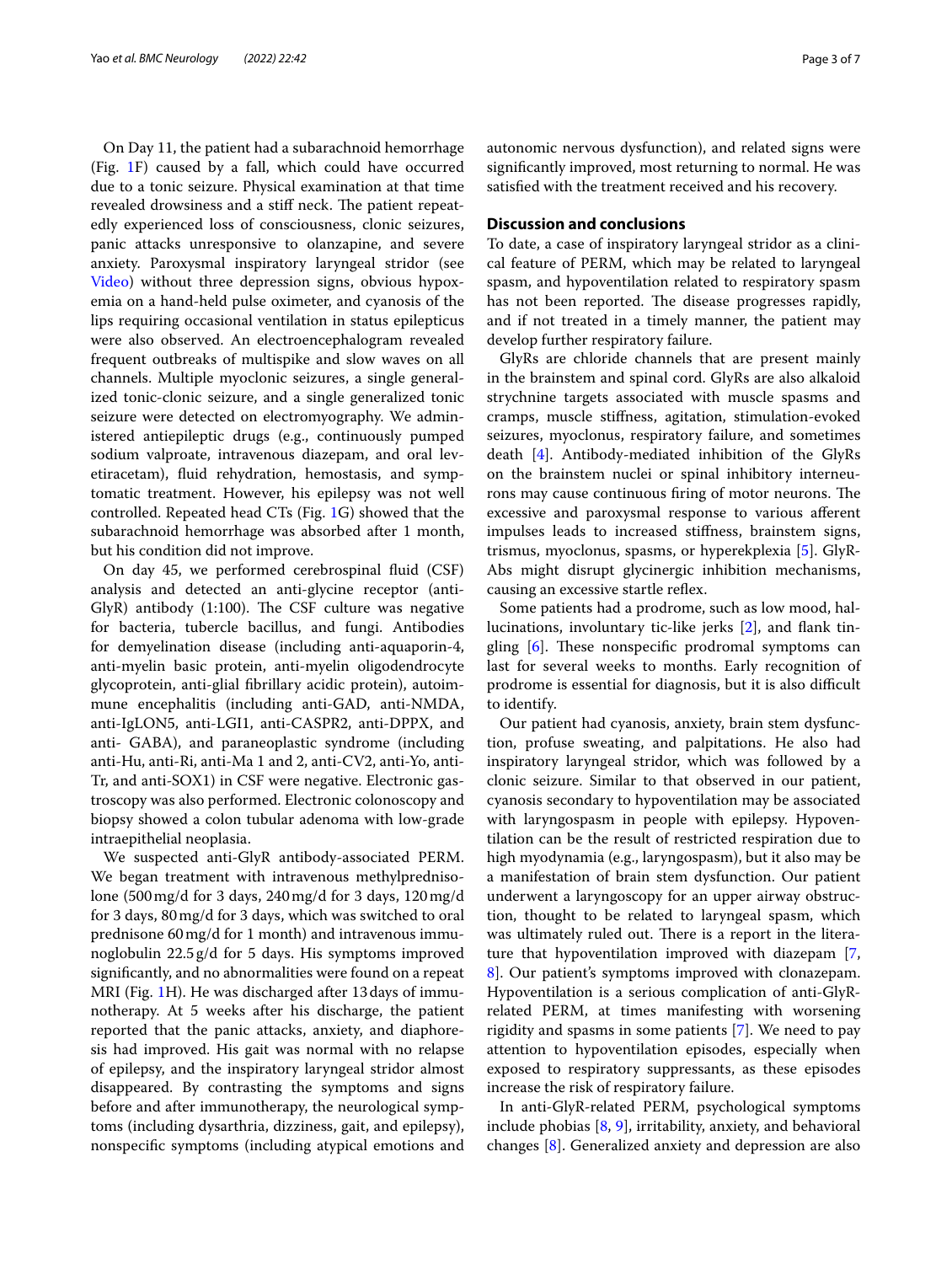On Day 11, the patient had a subarachnoid hemorrhage (Fig. 1F) caused by a fall, which could have occurred due to a tonic seizure. Physical examination at that time revealed drowsiness and a stiff neck. The patient repeatedly experienced loss of consciousness, clonic seizures, panic attacks unresponsive to olanzapine, and severe anxiety. Paroxysmal inspiratory laryngeal stridor (see Video) without three depression signs, obvious hypoxemia on a hand-held pulse oximeter, and cyanosis of the lips requiring occasional ventilation in status epilepticus were also observed. An electroencephalogram revealed frequent outbreaks of multispike and slow waves on all channels. Multiple myoclonic seizures, a single generalized tonic-clonic seizure, and a single generalized tonic seizure were detected on electromyography. We administered antiepileptic drugs (e.g., continuously pumped sodium valproate, intravenous diazepam, and oral levetiracetam), fluid rehydration, hemostasis, and symptomatic treatment. However, his epilepsy was not well controlled. Repeated head CTs (Fig. 1G) showed that the subarachnoid hemorrhage was absorbed after 1 month, but his condition did not improve.

On day 45, we performed cerebrospinal fluid (CSF) analysis and detected an anti-glycine receptor (anti-GlyR) antibody (1:100). The CSF culture was negative for bacteria, tubercle bacillus, and fungi. Antibodies for demyelination disease (including anti-aquaporin-4, anti-myelin basic protein, anti-myelin oligodendrocyte glycoprotein, anti-glial fibrillary acidic protein), autoimmune encephalitis (including anti-GAD, anti-NMDA, anti-IgLON5, anti-LGI1, anti-CASPR2, anti-DPPX, and anti- GABA), and paraneoplastic syndrome (including anti-Hu, anti-Ri, anti-Ma 1 and 2, anti-CV2, anti-Yo, anti-Tr, and anti-SOX1) in CSF were negative. Electronic gastroscopy was also performed. Electronic colonoscopy and biopsy showed a colon tubular adenoma with low-grade intraepithelial neoplasia.

We suspected anti-GlyR antibody-associated PERM. We began treatment with intravenous methylprednisolone (500 mg/d for 3 days, 240 mg/d for 3 days, 120 mg/d for 3 days, 80 mg/d for 3 days, which was switched to oral prednisone 60 mg/d for 1 month) and intravenous immunoglobulin 22.5 g/d for 5 days. His symptoms improved significantly, and no abnormalities were found on a repeat MRI (Fig. 1H). He was discharged after 13 days of immunotherapy. At 5 weeks after his discharge, the patient reported that the panic attacks, anxiety, and diaphoresis had improved. His gait was normal with no relapse of epilepsy, and the inspiratory laryngeal stridor almost disappeared. By contrasting the symptoms and signs before and after immunotherapy, the neurological symptoms (including dysarthria, dizziness, gait, and epilepsy), nonspecific symptoms (including atypical emotions and autonomic nervous dysfunction), and related signs were significantly improved, most returning to normal. He was satisfied with the treatment received and his recovery.

## Discussion and conclusions

To date, a case of inspiratory laryngeal stridor as a clinical feature of PERM, which may be related to laryngeal spasm, and hypoventilation related to respiratory spasm has not been reported. The disease progresses rapidly, and if not treated in a timely manner, the patient may develop further respiratory failure.

GlyRs are chloride channels that are present mainly in the brainstem and spinal cord. GlyRs are also alkaloid strychnine targets associated with muscle spasms and cramps, muscle stiffness, agitation, stimulation-evoked seizures, myoclonus, respiratory failure, and sometimes death [4]. Antibody-mediated inhibition of the GlyRs on the brainstem nuclei or spinal inhibitory interneurons may cause continuous firing of motor neurons. The excessive and paroxysmal response to various afferent impulses leads to increased stiffness, brainstem signs, trismus, myoclonus, spasms, or hyperekplexia [5]. GlyR-Abs might disrupt glycinergic inhibition mechanisms, causing an excessive startle reflex.

Some patients had a prodrome, such as low mood, hallucinations, involuntary tic-like jerks [2], and flank tingling [6]. These nonspecific prodromal symptoms can last for several weeks to months. Early recognition of prodrome is essential for diagnosis, but it is also difficult to identify.

Our patient had cyanosis, anxiety, brain stem dysfunction, profuse sweating, and palpitations. He also had inspiratory laryngeal stridor, which was followed by a clonic seizure. Similar to that observed in our patient, cyanosis secondary to hypoventilation may be associated with laryngospasm in people with epilepsy. Hypoventilation can be the result of restricted respiration due to high myodynamia (e.g., laryngospasm), but it also may be a manifestation of brain stem dysfunction. Our patient underwent a laryngoscopy for an upper airway obstruction, thought to be related to laryngeal spasm, which was ultimately ruled out. There is a report in the literature that hypoventilation improved with diazepam [7, 8]. Our patient's symptoms improved with clonazepam. Hypoventilation is a serious complication of anti-GlyR-related PERM, at times manifesting with worsening rigidity and spasms in some patients [7]. We need to pay attention to hypoventilation episodes, especially when exposed to respiratory suppressants, as these episodes increase the risk of respiratory failure.

In anti-GlyR-related PERM, psychological symptoms include phobias [8, 9], irritability, anxiety, and behavioral changes [8]. Generalized anxiety and depression are also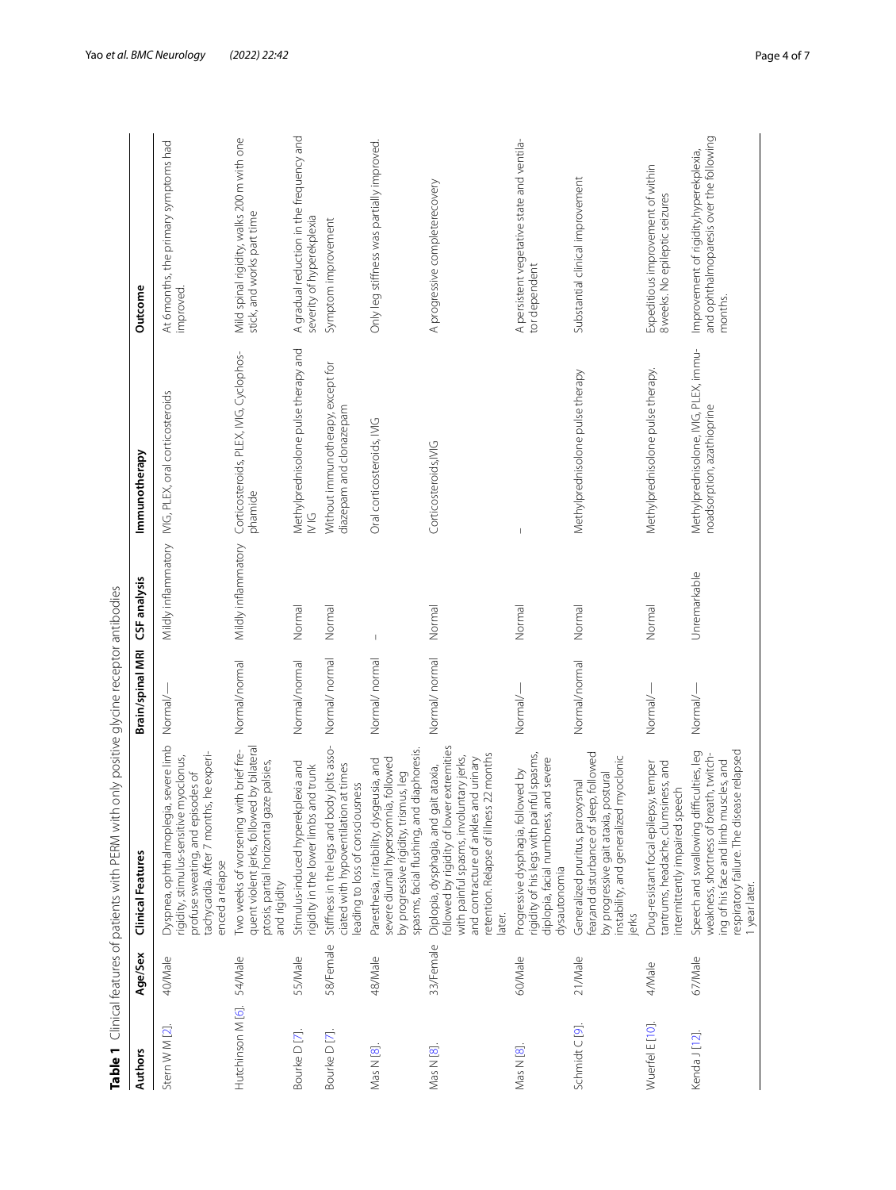**Table 1** Clinical features of patients with PERM with only positive glycine receptor antibodies

| Authors | Age/Sex | Clinical Features | Brain/spinal MRI | CSF analysis | Immunotherapy | Outcome |
|---|---|---|---|---|---|---|
| Stern W M [2]. | 40/Male | Dyspnea, ophthalmoplegia, severe limb rigidity, stimulus-sensitive myoclonus, profuse sweating, and episodes of tachycardia. After 7 months, he experienced a relapse | Normal/— | Mildly inflammatory | IVIG, PLEX, oral corticosteroids | At 6 months, the primary symptoms had improved. |
| Hutchinson M [6]. | 54/Male | Two weeks of worsening with brief frequent violent jerks, followed by bilateral ptosis, partial horizontal gaze palsies, and rigidity | Normal/normal | Mildly inflammatory | Corticosteroids, PLEX, IVIG, Cyclophosphamide | Mild spinal rigidity, walks 200 m with one stick, and works part time |
| Bourke D [7]. | 55/Male | Stimulus-induced hyperekplexia and rigidity in the lower limbs and trunk | Normal/normal | Normal | Methylprednisolone pulse therapy and IVIG | A gradual reduction in the frequency and severity of hyperekplexia |
| Bourke D [7]. | 58/Female | Stiffness in the legs and body jolts associated with hypoventilation at times leading to loss of consciousness | Normal/ normal | Normal | Without immunotherapy, except for diazepam and clonazepam | Symptom improvement |
| Mas N [8]. | 48/Male | Paresthesia, irritability, dysgeusia, and severe diurnal hypersomnia, followed by progressive rigidity, trismus, leg spasms, facial flushing, and diaphoresis. | Normal/ normal | – | Oral corticosteroids, IVIG | Only leg stiffness was partially improved. |
| Mas N [8]. | 33/Female | Diplopia, dysphagia, and gait ataxia, followed by rigidity of lower extremities with painful spasms, involuntary jerks, and contracture of ankles and urinary retention. Relapse of illness 22 months later. | Normal/ normal | Normal | Corticosteroids,IVIG | A progressive completerecovery |
| Mas N [8]. | 60/Male | Progressive dysphagia, followed by rigidity of his legs with painful spasms, diplopia, facial numbness, and severe dysautonomia | Normal/— | Normal | – | A persistent vegetative state and ventilator dependent |
| Schmidt C [9]. | 21/Male | Generalized pruritus, paroxysmal fear,and disturbance of sleep, followed by progressive gait ataxia, postural instability, and generalized myoclonic jerks | Normal/normal | Normal | Methylprednisolone pulse therapy | Substantial clinical improvement |
| Wuerfel E [10]. | 4/Male | Drug-resistant focal epilepsy, temper tantrums, headache, clumsiness, and intermittently impaired speech | Normal/— | Normal | Methylprednisolone pulse therapy. | Expeditious improvement of within 8 weeks. No epileptic seizures |
| Kenda J [12]. | 67/Male | Speech and swallowing difficulties, leg weakness, shortness of breath, twitching of his face and limb muscles, and respiratory failure. The disease relapsed 1 year later. | Normal/— | Unremarkable | Methylprednisolone, IVIG, PLEX, immunoadsorption, azathioprine | Improvement of rigidity,hyperekplexia, and ophthalmoparesis over the following months. |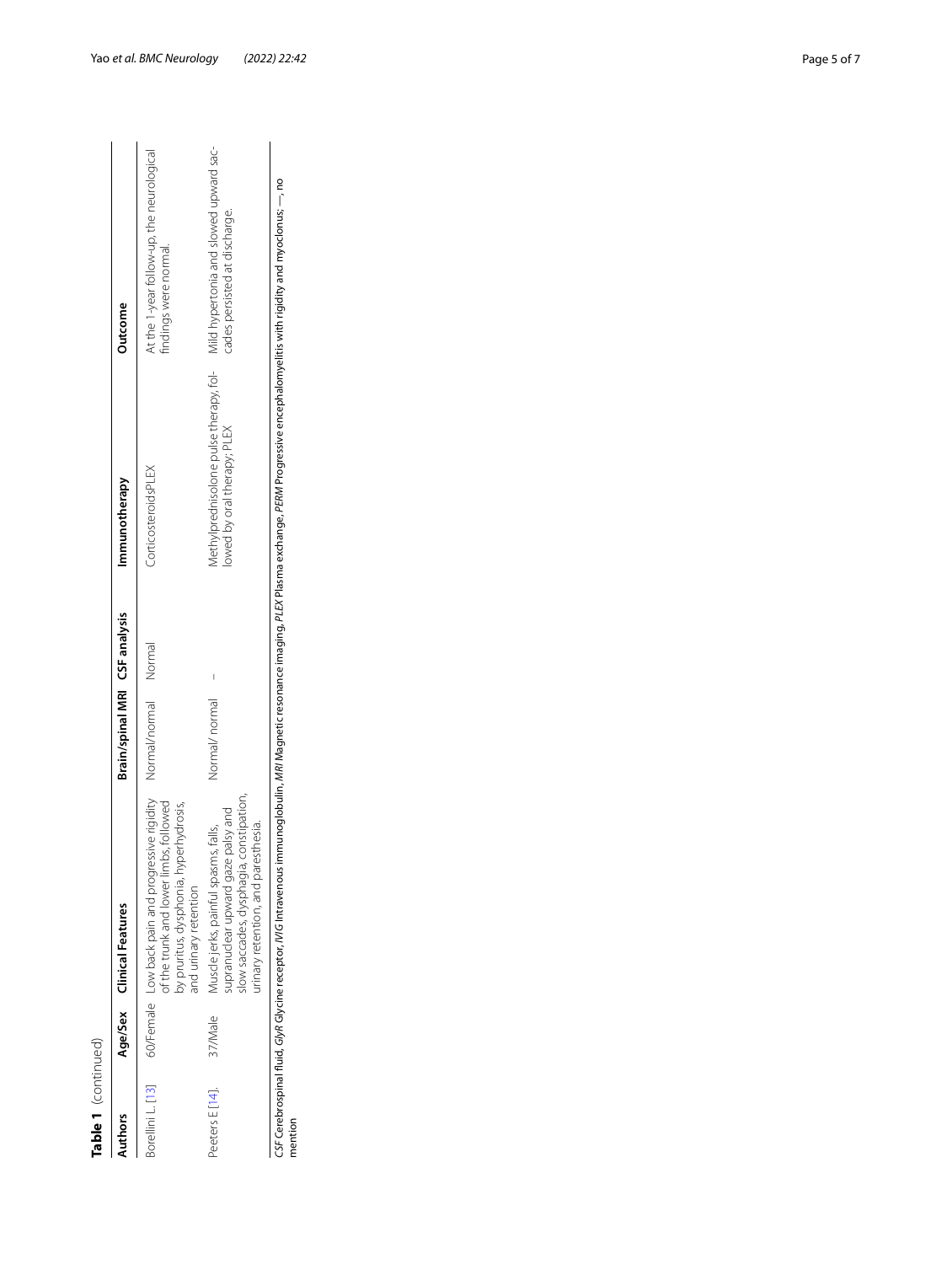**Table 1** (continued)

| Authors | Age/Sex | Clinical Features | Brain/spinal MRI | CSF analysis | Immunotherapy | Outcome |
| --- | --- | --- | --- | --- | --- | --- |
| Borellini L. [13] | 60/Female | Low back pain and progressive rigidity of the trunk and lower limbs, followed by pruritus, dysphonia, hyperhydrosis, and urinary retention | Normal/normal | Normal | CorticosteroidsPLEX | At the 1-year follow-up, the neurological findings were normal. |
| Peeters E [14]. | 37/Male | Muscle jerks, painful spasms, falls, supranuclear upward gaze palsy and slow saccades, dysphagia, constipation, urinary retention, and paresthesia. | Normal/ normal | – | Methylprednisolone pulse therapy, followed by oral therapy; PLEX | Mild hypertonia and slowed upward saccades persisted at discharge. |

*CSF* Cerebrospinal fluid, *GlyR* Glycine receptor, *IVIG* Intravenous immunoglobulin, *MRI* Magnetic resonance imaging, *PLEX* Plasma exchange, *PERM* Progressive encephalomyelitis with rigidity and myoclonus; —, no mention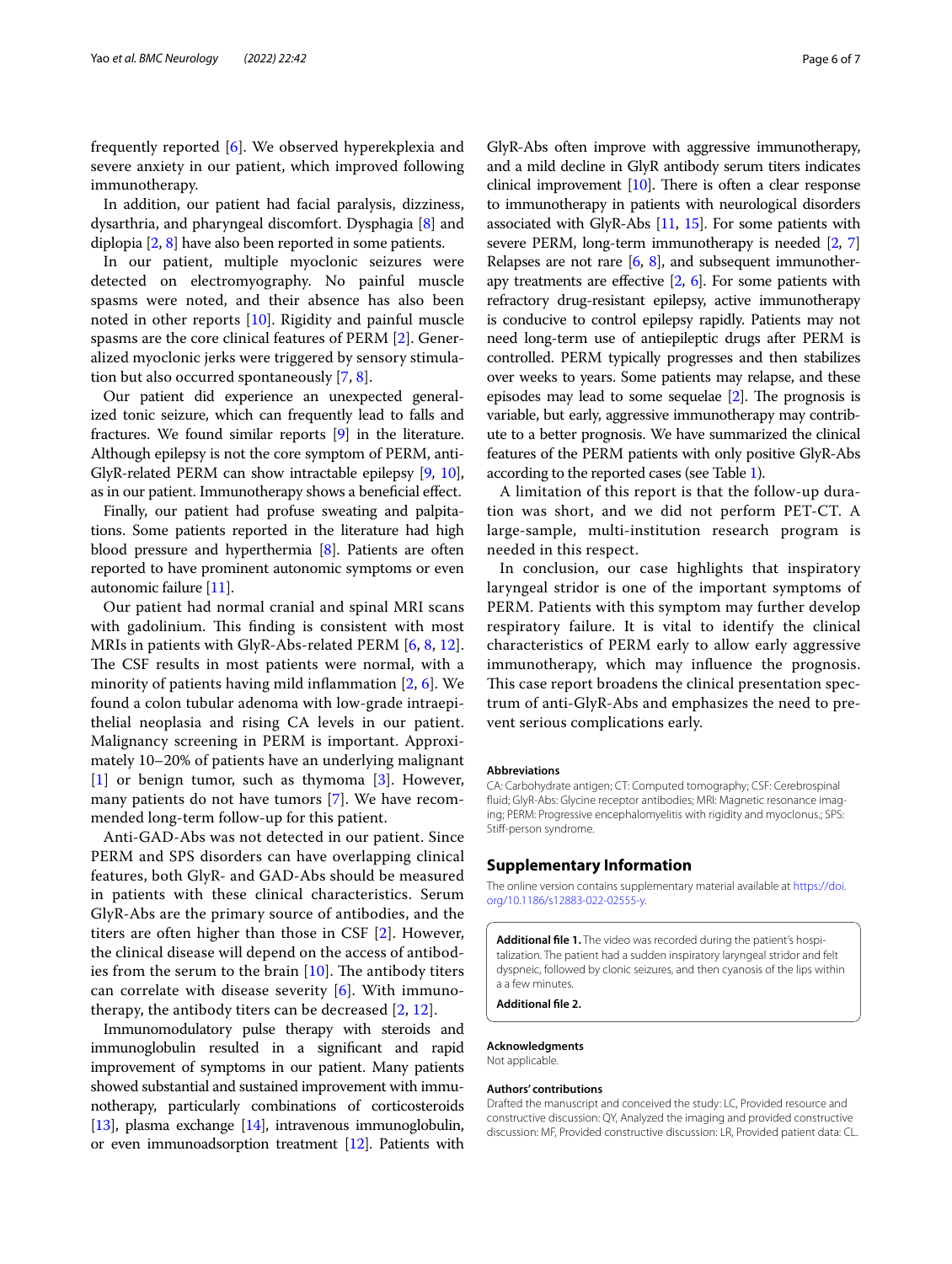frequently reported [6]. We observed hyperekplexia and severe anxiety in our patient, which improved following immunotherapy.

In addition, our patient had facial paralysis, dizziness, dysarthria, and pharyngeal discomfort. Dysphagia [8] and diplopia [2, 8] have also been reported in some patients.

In our patient, multiple myoclonic seizures were detected on electromyography. No painful muscle spasms were noted, and their absence has also been noted in other reports [10]. Rigidity and painful muscle spasms are the core clinical features of PERM [2]. Generalized myoclonic jerks were triggered by sensory stimulation but also occurred spontaneously [7, 8].

Our patient did experience an unexpected generalized tonic seizure, which can frequently lead to falls and fractures. We found similar reports [9] in the literature. Although epilepsy is not the core symptom of PERM, anti-GlyR-related PERM can show intractable epilepsy [9, 10], as in our patient. Immunotherapy shows a beneficial effect.

Finally, our patient had profuse sweating and palpitations. Some patients reported in the literature had high blood pressure and hyperthermia [8]. Patients are often reported to have prominent autonomic symptoms or even autonomic failure [11].

Our patient had normal cranial and spinal MRI scans with gadolinium. This finding is consistent with most MRIs in patients with GlyR-Abs-related PERM [6, 8, 12]. The CSF results in most patients were normal, with a minority of patients having mild inflammation [2, 6]. We found a colon tubular adenoma with low-grade intraepithelial neoplasia and rising CA levels in our patient. Malignancy screening in PERM is important. Approximately 10–20% of patients have an underlying malignant [1] or benign tumor, such as thymoma [3]. However, many patients do not have tumors [7]. We have recommended long-term follow-up for this patient.

Anti-GAD-Abs was not detected in our patient. Since PERM and SPS disorders can have overlapping clinical features, both GlyR- and GAD-Abs should be measured in patients with these clinical characteristics. Serum GlyR-Abs are the primary source of antibodies, and the titers are often higher than those in CSF [2]. However, the clinical disease will depend on the access of antibodies from the serum to the brain [10]. The antibody titers can correlate with disease severity [6]. With immunotherapy, the antibody titers can be decreased [2, 12].

Immunomodulatory pulse therapy with steroids and immunoglobulin resulted in a significant and rapid improvement of symptoms in our patient. Many patients showed substantial and sustained improvement with immunotherapy, particularly combinations of corticosteroids [13], plasma exchange [14], intravenous immunoglobulin, or even immunoadsorption treatment [12]. Patients with GlyR-Abs often improve with aggressive immunotherapy, and a mild decline in GlyR antibody serum titers indicates clinical improvement [10]. There is often a clear response to immunotherapy in patients with neurological disorders associated with GlyR-Abs [11, 15]. For some patients with severe PERM, long-term immunotherapy is needed [2, 7] Relapses are not rare [6, 8], and subsequent immunotherapy treatments are effective [2, 6]. For some patients with refractory drug-resistant epilepsy, active immunotherapy is conducive to control epilepsy rapidly. Patients may not need long-term use of antiepileptic drugs after PERM is controlled. PERM typically progresses and then stabilizes over weeks to years. Some patients may relapse, and these episodes may lead to some sequelae [2]. The prognosis is variable, but early, aggressive immunotherapy may contribute to a better prognosis. We have summarized the clinical features of the PERM patients with only positive GlyR-Abs according to the reported cases (see Table 1).

A limitation of this report is that the follow-up duration was short, and we did not perform PET-CT. A large-sample, multi-institution research program is needed in this respect.

In conclusion, our case highlights that inspiratory laryngeal stridor is one of the important symptoms of PERM. Patients with this symptom may further develop respiratory failure. It is vital to identify the clinical characteristics of PERM early to allow early aggressive immunotherapy, which may influence the prognosis. This case report broadens the clinical presentation spectrum of anti-GlyR-Abs and emphasizes the need to prevent serious complications early.

#### Abbreviations

CA: Carbohydrate antigen; CT: Computed tomography; CSF: Cerebrospinal fluid; GlyR-Abs: Glycine receptor antibodies; MRI: Magnetic resonance imaging; PERM: Progressive encephalomyelitis with rigidity and myoclonus.; SPS: Stiff-person syndrome.

## Supplementary Information

The online version contains supplementary material available at https://doi.org/10.1186/s12883-022-02555-y.

**Additional file 1.** The video was recorded during the patient's hospitalization. The patient had a sudden inspiratory laryngeal stridor and felt dyspneic, followed by clonic seizures, and then cyanosis of the lips within a a few minutes.

**Additional file 2.**

#### Acknowledgments

Not applicable.

#### Authors' contributions

Drafted the manuscript and conceived the study: LC, Provided resource and constructive discussion: QY, Analyzed the imaging and provided constructive discussion: MF, Provided constructive discussion: LR, Provided patient data: CL.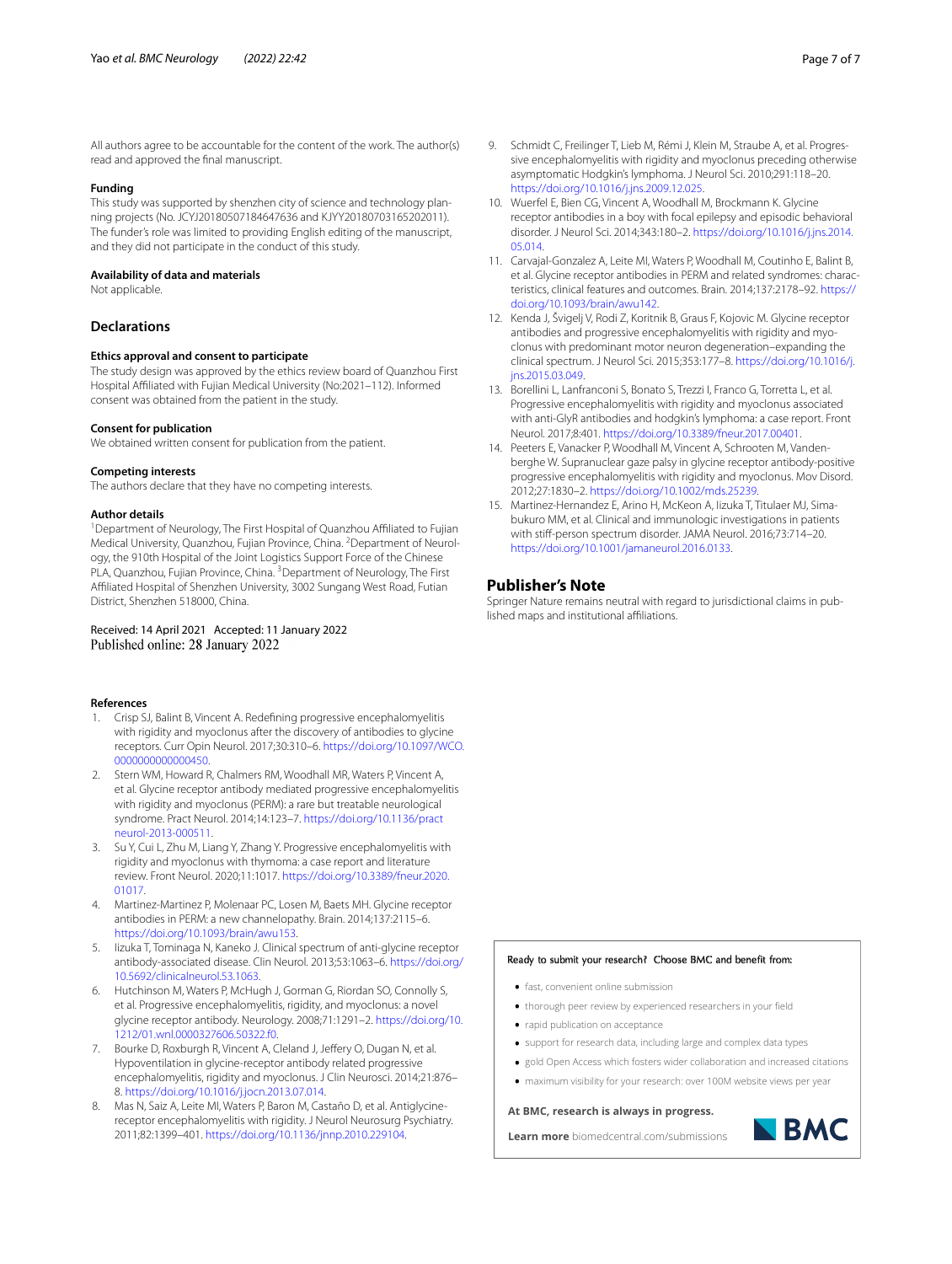All authors agree to be accountable for the content of the work. The author(s) read and approved the final manuscript.

### Funding

This study was supported by shenzhen city of science and technology planning projects (No. JCYJ20180507184647636 and KJYY20180703165202011). The funder's role was limited to providing English editing of the manuscript, and they did not participate in the conduct of this study.

### Availability of data and materials

Not applicable.

## Declarations

### Ethics approval and consent to participate

The study design was approved by the ethics review board of Quanzhou First Hospital Affiliated with Fujian Medical University (No:2021–112). Informed consent was obtained from the patient in the study.

### Consent for publication

We obtained written consent for publication from the patient.

### Competing interests

The authors declare that they have no competing interests.

### Author details

[1]Department of Neurology, The First Hospital of Quanzhou Affiliated to Fujian Medical University, Quanzhou, Fujian Province, China. [2]Department of Neurology, the 910th Hospital of the Joint Logistics Support Force of the Chinese PLA, Quanzhou, Fujian Province, China. [3]Department of Neurology, The First Affiliated Hospital of Shenzhen University, 3002 Sungang West Road, Futian District, Shenzhen 518000, China.

Received: 14 April 2021 Accepted: 11 January 2022
Published online: 28 January 2022

### References

1. Crisp SJ, Balint B, Vincent A. Redefining progressive encephalomyelitis with rigidity and myoclonus after the discovery of antibodies to glycine receptors. Curr Opin Neurol. 2017;30:310–6. https://doi.org/10.1097/WCO.0000000000000450.
2. Stern WM, Howard R, Chalmers RM, Woodhall MR, Waters P, Vincent A, et al. Glycine receptor antibody mediated progressive encephalomyelitis with rigidity and myoclonus (PERM): a rare but treatable neurological syndrome. Pract Neurol. 2014;14:123–7. https://doi.org/10.1136/practneurol-2013-000511.
3. Su Y, Cui L, Zhu M, Liang Y, Zhang Y. Progressive encephalomyelitis with rigidity and myoclonus with thymoma: a case report and literature review. Front Neurol. 2020;11:1017. https://doi.org/10.3389/fneur.2020.01017.
4. Martinez-Martinez P, Molenaar PC, Losen M, Baets MH. Glycine receptor antibodies in PERM: a new channelopathy. Brain. 2014;137:2115–6. https://doi.org/10.1093/brain/awu153.
5. Iizuka T, Tominaga N, Kaneko J. Clinical spectrum of anti-glycine receptor antibody-associated disease. Clin Neurol. 2013;53:1063–6. https://doi.org/10.5692/clinicalneurol.53.1063.
6. Hutchinson M, Waters P, McHugh J, Gorman G, Riordan SO, Connolly S, et al. Progressive encephalomyelitis, rigidity, and myoclonus: a novel glycine receptor antibody. Neurology. 2008;71:1291–2. https://doi.org/10.1212/01.wnl.0000327606.50322.f0.
7. Bourke D, Roxburgh R, Vincent A, Cleland J, Jeffery O, Dugan N, et al. Hypoventilation in glycine-receptor antibody related progressive encephalomyelitis, rigidity and myoclonus. J Clin Neurosci. 2014;21:876–8. https://doi.org/10.1016/j.jocn.2013.07.014.
8. Mas N, Saiz A, Leite MI, Waters P, Baron M, Castaño D, et al. Antiglycine-receptor encephalomyelitis with rigidity. J Neurol Neurosurg Psychiatry. 2011;82:1399–401. https://doi.org/10.1136/jnnp.2010.229104.
9. Schmidt C, Freilinger T, Lieb M, Rémi J, Klein M, Straube A, et al. Progressive encephalomyelitis with rigidity and myoclonus preceding otherwise asymptomatic Hodgkin's lymphoma. J Neurol Sci. 2010;291:118–20. https://doi.org/10.1016/j.jns.2009.12.025.
10. Wuerfel E, Bien CG, Vincent A, Woodhall M, Brockmann K. Glycine receptor antibodies in a boy with focal epilepsy and episodic behavioral disorder. J Neurol Sci. 2014;343:180–2. https://doi.org/10.1016/j.jns.2014.05.014.
11. Carvajal-Gonzalez A, Leite MI, Waters P, Woodhall M, Coutinho E, Balint B, et al. Glycine receptor antibodies in PERM and related syndromes: characteristics, clinical features and outcomes. Brain. 2014;137:2178–92. https://doi.org/10.1093/brain/awu142.
12. Kenda J, Švigelj V, Rodi Z, Koritnik B, Graus F, Kojovic M. Glycine receptor antibodies and progressive encephalomyelitis with rigidity and myoclonus with predominant motor neuron degeneration–expanding the clinical spectrum. J Neurol Sci. 2015;353:177–8. https://doi.org/10.1016/j.jns.2015.03.049.
13. Borellini L, Lanfranconi S, Bonato S, Trezzi I, Franco G, Torretta L, et al. Progressive encephalomyelitis with rigidity and myoclonus associated with anti-GlyR antibodies and hodgkin's lymphoma: a case report. Front Neurol. 2017;8:401. https://doi.org/10.3389/fneur.2017.00401.
14. Peeters E, Vanacker P, Woodhall M, Vincent A, Schrooten M, Vandenberghe W. Supranuclear gaze palsy in glycine receptor antibody-positive progressive encephalomyelitis with rigidity and myoclonus. Mov Disord. 2012;27:1830–2. https://doi.org/10.1002/mds.25239.
15. Martinez-Hernandez E, Arino H, McKeon A, Iizuka T, Titulaer MJ, Simabukuro MM, et al. Clinical and immunologic investigations in patients with stiff-person spectrum disorder. JAMA Neurol. 2016;73:714–20. https://doi.org/10.1001/jamaneurol.2016.0133.

## Publisher's Note

Springer Nature remains neutral with regard to jurisdictional claims in published maps and institutional affiliations.

Ready to submit your research? Choose BMC and benefit from:

- fast, convenient online submission
- thorough peer review by experienced researchers in your field
- rapid publication on acceptance
- support for research data, including large and complex data types
- gold Open Access which fosters wider collaboration and increased citations
- maximum visibility for your research: over 100M website views per year

**At BMC, research is always in progress.**

**Learn more** biomedcentral.com/submissions

BMC